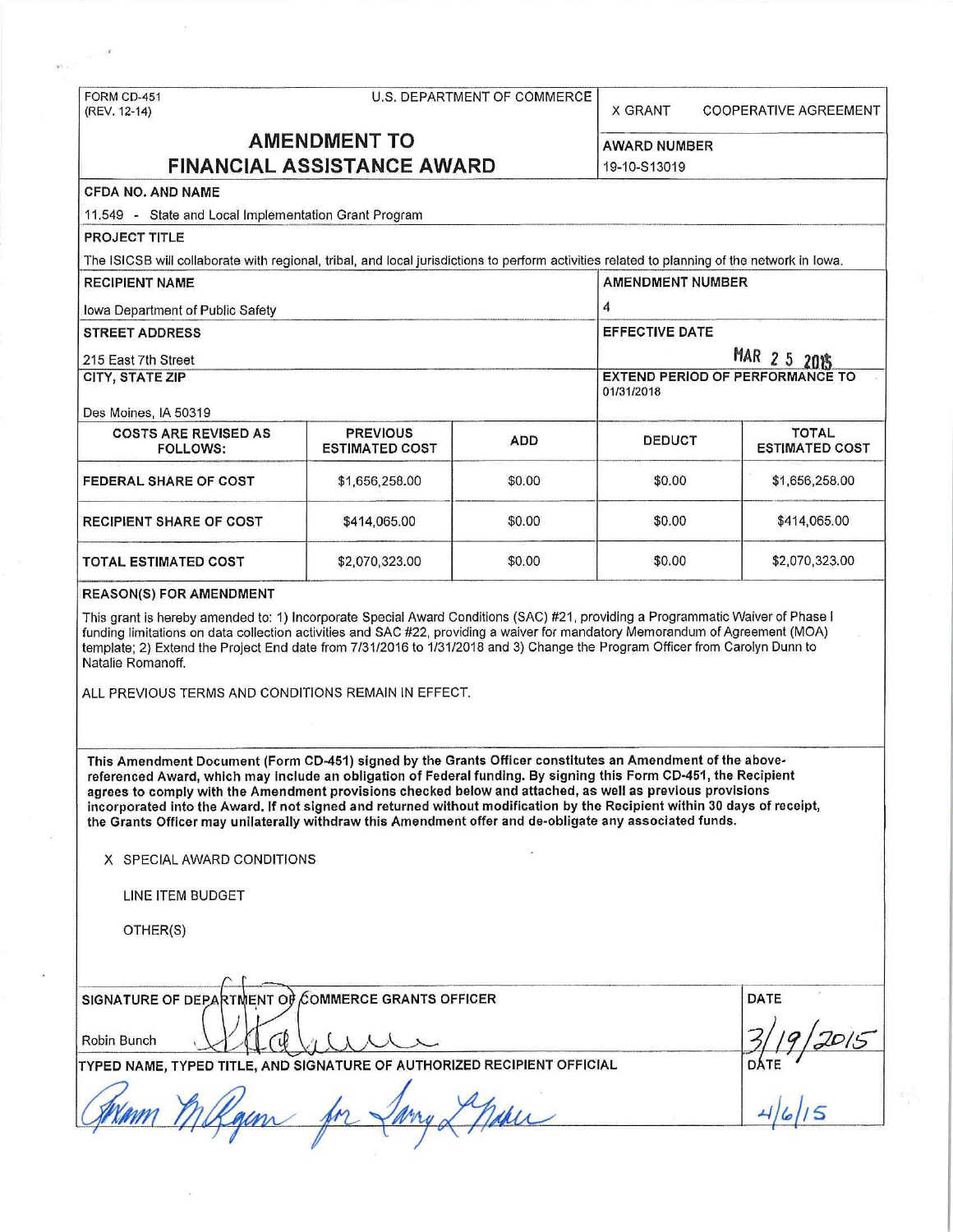FORM CD-451
(REV. 12-14)

U.S. DEPARTMENT OF COMMERCE

X GRANT    COOPERATIVE AGREEMENT

# AMENDMENT TO FINANCIAL ASSISTANCE AWARD

**AWARD NUMBER**
19-10-S13019

**CFDA NO. AND NAME**
11.549 - State and Local Implementation Grant Program

**PROJECT TITLE**
The ISICSB will collaborate with regional, tribal, and local jurisdictions to perform activities related to planning of the network in Iowa.

**RECIPIENT NAME**
Iowa Department of Public Safety

**AMENDMENT NUMBER**
4

**STREET ADDRESS**
215 East 7th Street

**EFFECTIVE DATE**
MAR 2 5 2015

**CITY, STATE ZIP**
Des Moines, IA 50319

**EXTEND PERIOD OF PERFORMANCE TO**
01/31/2018

| COSTS ARE REVISED AS FOLLOWS: | PREVIOUS ESTIMATED COST | ADD | DEDUCT | TOTAL ESTIMATED COST |
|---|---|---|---|---|
| FEDERAL SHARE OF COST | $1,656,258.00 | $0.00 | $0.00 | $1,656,258.00 |
| RECIPIENT SHARE OF COST | $414,065.00 | $0.00 | $0.00 | $414,065.00 |
| TOTAL ESTIMATED COST | $2,070,323.00 | $0.00 | $0.00 | $2,070,323.00 |

**REASON(S) FOR AMENDMENT**

This grant is hereby amended to: 1) Incorporate Special Award Conditions (SAC) #21, providing a Programmatic Waiver of Phase I funding limitations on data collection activities and SAC #22, providing a waiver for mandatory Memorandum of Agreement (MOA) template; 2) Extend the Project End date from 7/31/2016 to 1/31/2018 and 3) Change the Program Officer from Carolyn Dunn to Natalie Romanoff.

ALL PREVIOUS TERMS AND CONDITIONS REMAIN IN EFFECT.

**This Amendment Document (Form CD-451) signed by the Grants Officer constitutes an Amendment of the above-referenced Award, which may include an obligation of Federal funding. By signing this Form CD-451, the Recipient agrees to comply with the Amendment provisions checked below and attached, as well as previous provisions incorporated into the Award. If not signed and returned without modification by the Recipient within 30 days of receipt, the Grants Officer may unilaterally withdraw this Amendment offer and de-obligate any associated funds.**

X SPECIAL AWARD CONDITIONS

LINE ITEM BUDGET

OTHER(S)

**SIGNATURE OF DEPARTMENT OF COMMERCE GRANTS OFFICER**
Robin Bunch

**DATE**
3/19/2015

**TYPED NAME, TYPED TITLE, AND SIGNATURE OF AUTHORIZED RECIPIENT OFFICIAL**

**DATE**
4/6/15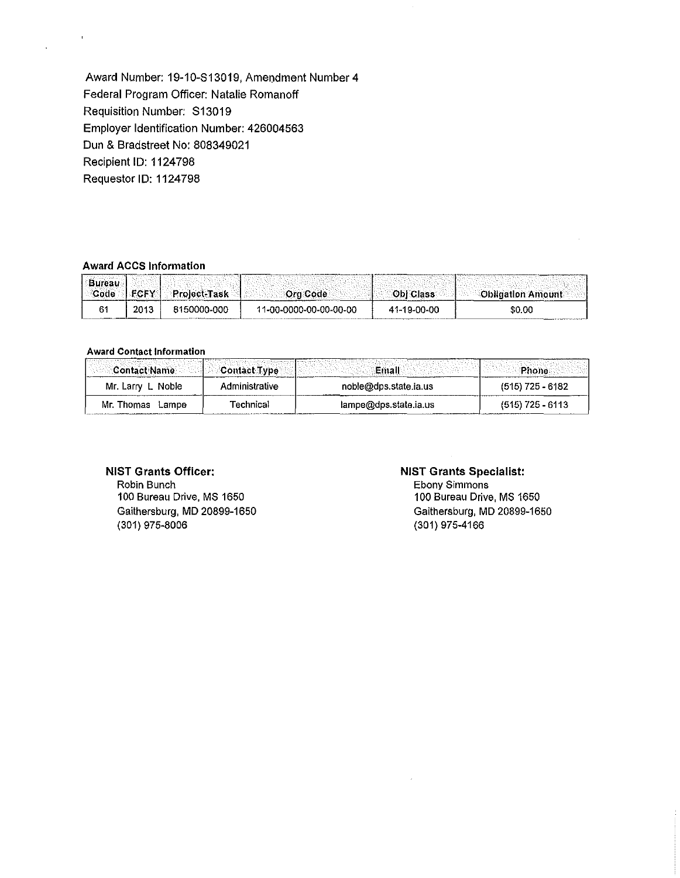Award Number: 19-10-S13019, Amendment Number 4
Federal Program Officer: Natalie Romanoff
Requisition Number: S13019
Employer Identification Number: 426004563
Dun & Bradstreet No: 808349021
Recipient ID: 1124798
Requestor ID: 1124798

**Award ACCS Information**

| Bureau Code | FCFY | Project-Task | Org Code | Obj Class | Obligation Amount |
|---|---|---|---|---|---|
| 61 | 2013 | 8150000-000 | 11-00-0000-00-00-00-00 | 41-19-00-00 | $0.00 |

**Award Contact Information**

| Contact Name | Contact Type | Email | Phone |
|---|---|---|---|
| Mr. Larry L Noble | Administrative | noble@dps.state.ia.us | (515) 725 - 6182 |
| Mr. Thomas Lampe | Technical | lampe@dps.state.ia.us | (515) 725 - 6113 |

**NIST Grants Officer:**
Robin Bunch
100 Bureau Drive, MS 1650
Gaithersburg, MD 20899-1650
(301) 975-8006

**NIST Grants Specialist:**
Ebony Simmons
100 Bureau Drive, MS 1650
Gaithersburg, MD 20899-1650
(301) 975-4166